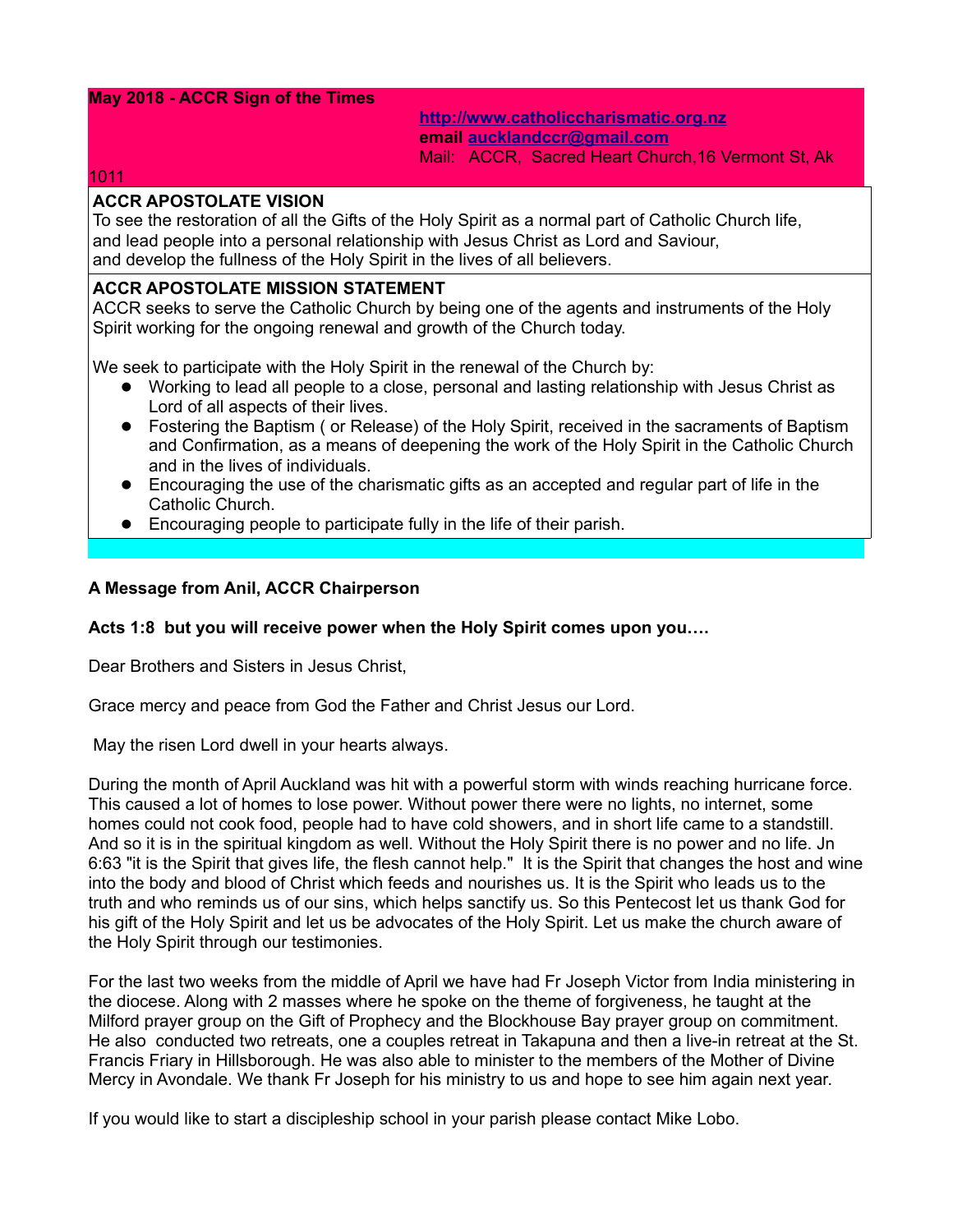**May 2018 - ACCR Sign of the Times**

**http://www.catholiccharismatic.org.nz**
**email aucklandccr@gmail.com**
Mail: ACCR, Sacred Heart Church,16 Vermont St, Ak 1011

**ACCR APOSTOLATE VISION**
To see the restoration of all the Gifts of the Holy Spirit as a normal part of Catholic Church life, and lead people into a personal relationship with Jesus Christ as Lord and Saviour, and develop the fullness of the Holy Spirit in the lives of all believers.

**ACCR APOSTOLATE MISSION STATEMENT**
ACCR seeks to serve the Catholic Church by being one of the agents and instruments of the Holy Spirit working for the ongoing renewal and growth of the Church today.

We seek to participate with the Holy Spirit in the renewal of the Church by:

- Working to lead all people to a close, personal and lasting relationship with Jesus Christ as Lord of all aspects of their lives.
- Fostering the Baptism ( or Release) of the Holy Spirit, received in the sacraments of Baptism and Confirmation, as a means of deepening the work of the Holy Spirit in the Catholic Church and in the lives of individuals.
- Encouraging the use of the charismatic gifts as an accepted and regular part of life in the Catholic Church.
- Encouraging people to participate fully in the life of their parish.

**A Message from Anil, ACCR Chairperson**

**Acts 1:8 but you will receive power when the Holy Spirit comes upon you….**

Dear Brothers and Sisters in Jesus Christ,

Grace mercy and peace from God the Father and Christ Jesus our Lord.

May the risen Lord dwell in your hearts always.

During the month of April Auckland was hit with a powerful storm with winds reaching hurricane force. This caused a lot of homes to lose power. Without power there were no lights, no internet, some homes could not cook food, people had to have cold showers, and in short life came to a standstill. And so it is in the spiritual kingdom as well. Without the Holy Spirit there is no power and no life. Jn 6:63 "it is the Spirit that gives life, the flesh cannot help." It is the Spirit that changes the host and wine into the body and blood of Christ which feeds and nourishes us. It is the Spirit who leads us to the truth and who reminds us of our sins, which helps sanctify us. So this Pentecost let us thank God for his gift of the Holy Spirit and let us be advocates of the Holy Spirit. Let us make the church aware of the Holy Spirit through our testimonies.

For the last two weeks from the middle of April we have had Fr Joseph Victor from India ministering in the diocese. Along with 2 masses where he spoke on the theme of forgiveness, he taught at the Milford prayer group on the Gift of Prophecy and the Blockhouse Bay prayer group on commitment. He also conducted two retreats, one a couples retreat in Takapuna and then a live-in retreat at the St. Francis Friary in Hillsborough. He was also able to minister to the members of the Mother of Divine Mercy in Avondale. We thank Fr Joseph for his ministry to us and hope to see him again next year.

If you would like to start a discipleship school in your parish please contact Mike Lobo.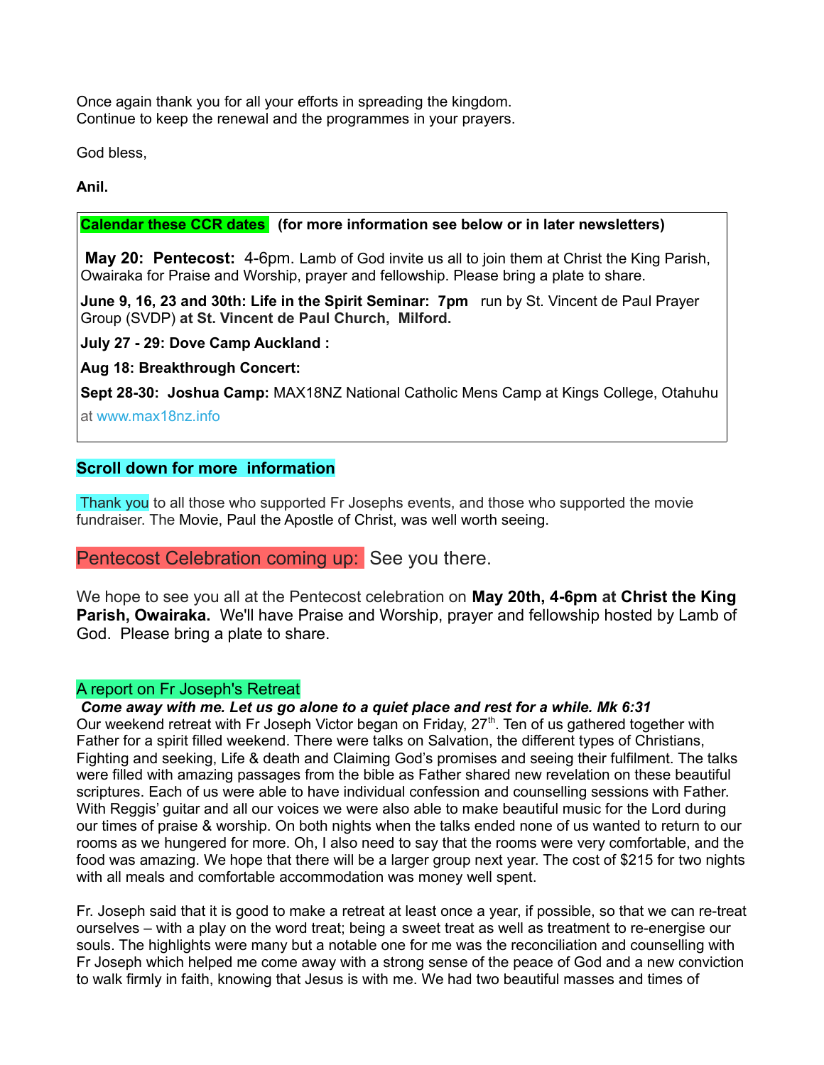Once again thank you for all your efforts in spreading the kingdom.
Continue to keep the renewal and the programmes in your prayers.

God bless,

**Anil.**

**Calendar these CCR dates** **(for more information see below or in later newsletters)**

**May 20: Pentecost:** 4-6pm. Lamb of God invite us all to join them at Christ the King Parish, Owairaka for Praise and Worship, prayer and fellowship. Please bring a plate to share.

**June 9, 16, 23 and 30th: Life in the Spirit Seminar: 7pm** run by St. Vincent de Paul Prayer Group (SVDP) **at St. Vincent de Paul Church, Milford.**

**July 27 - 29: Dove Camp Auckland :**

**Aug 18: Breakthrough Concert:**

**Sept 28-30: Joshua Camp:** MAX18NZ National Catholic Mens Camp at Kings College, Otahuhu at www.max18nz.info

**Scroll down for more information**

Thank you to all those who supported Fr Josephs events, and those who supported the movie fundraiser. The Movie, Paul the Apostle of Christ, was well worth seeing.

## Pentecost Celebration coming up: See you there.

We hope to see you all at the Pentecost celebration on **May 20th, 4-6pm at Christ the King Parish, Owairaka.** We'll have Praise and Worship, prayer and fellowship hosted by Lamb of God. Please bring a plate to share.

### A report on Fr Joseph's Retreat

***Come away with me. Let us go alone to a quiet place and rest for a while. Mk 6:31***

Our weekend retreat with Fr Joseph Victor began on Friday, 27th. Ten of us gathered together with Father for a spirit filled weekend. There were talks on Salvation, the different types of Christians, Fighting and seeking, Life & death and Claiming God's promises and seeing their fulfilment. The talks were filled with amazing passages from the bible as Father shared new revelation on these beautiful scriptures. Each of us were able to have individual confession and counselling sessions with Father. With Reggis' guitar and all our voices we were also able to make beautiful music for the Lord during our times of praise & worship. On both nights when the talks ended none of us wanted to return to our rooms as we hungered for more. Oh, I also need to say that the rooms were very comfortable, and the food was amazing. We hope that there will be a larger group next year. The cost of $215 for two nights with all meals and comfortable accommodation was money well spent.

Fr. Joseph said that it is good to make a retreat at least once a year, if possible, so that we can re-treat ourselves – with a play on the word treat; being a sweet treat as well as treatment to re-energise our souls. The highlights were many but a notable one for me was the reconciliation and counselling with Fr Joseph which helped me come away with a strong sense of the peace of God and a new conviction to walk firmly in faith, knowing that Jesus is with me. We had two beautiful masses and times of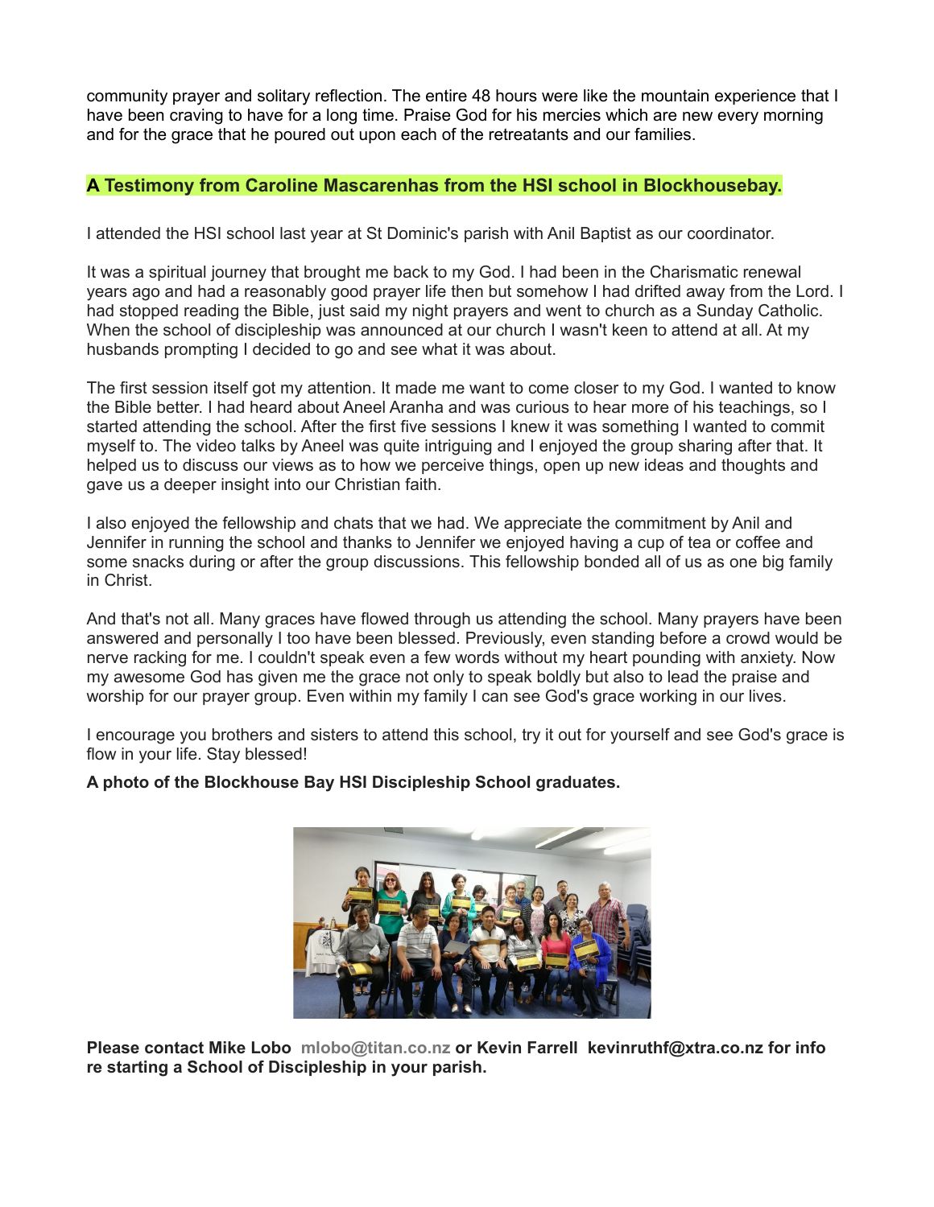community prayer and solitary reflection. The entire 48 hours were like the mountain experience that I have been craving to have for a long time. Praise God for his mercies which are new every morning and for the grace that he poured out upon each of the retreatants and our families.

## A Testimony from Caroline Mascarenhas from the HSI school in Blockhousebay.

I attended the HSI school last year at St Dominic's parish with Anil Baptist as our coordinator.

It was a spiritual journey that brought me back to my God. I had been in the Charismatic renewal years ago and had a reasonably good prayer life then but somehow I had drifted away from the Lord. I had stopped reading the Bible, just said my night prayers and went to church as a Sunday Catholic. When the school of discipleship was announced at our church I wasn't keen to attend at all. At my husbands prompting I decided to go and see what it was about.

The first session itself got my attention. It made me want to come closer to my God. I wanted to know the Bible better. I had heard about Aneel Aranha and was curious to hear more of his teachings, so I started attending the school. After the first five sessions I knew it was something I wanted to commit myself to. The video talks by Aneel was quite intriguing and I enjoyed the group sharing after that. It helped us to discuss our views as to how we perceive things, open up new ideas and thoughts and gave us a deeper insight into our Christian faith.

I also enjoyed the fellowship and chats that we had. We appreciate the commitment by Anil and Jennifer in running the school and thanks to Jennifer we enjoyed having a cup of tea or coffee and some snacks during or after the group discussions. This fellowship bonded all of us as one big family in Christ.

And that's not all. Many graces have flowed through us attending the school. Many prayers have been answered and personally I too have been blessed. Previously, even standing before a crowd would be nerve racking for me. I couldn't speak even a few words without my heart pounding with anxiety. Now my awesome God has given me the grace not only to speak boldly but also to lead the praise and worship for our prayer group. Even within my family I can see God's grace working in our lives.

I encourage you brothers and sisters to attend this school, try it out for yourself and see God's grace is flow in your life. Stay blessed!

**A photo of the Blockhouse Bay HSI Discipleship School graduates.**

**Please contact Mike Lobo mlobo@titan.co.nz or Kevin Farrell kevinruthf@xtra.co.nz for info re starting a School of Discipleship in your parish.**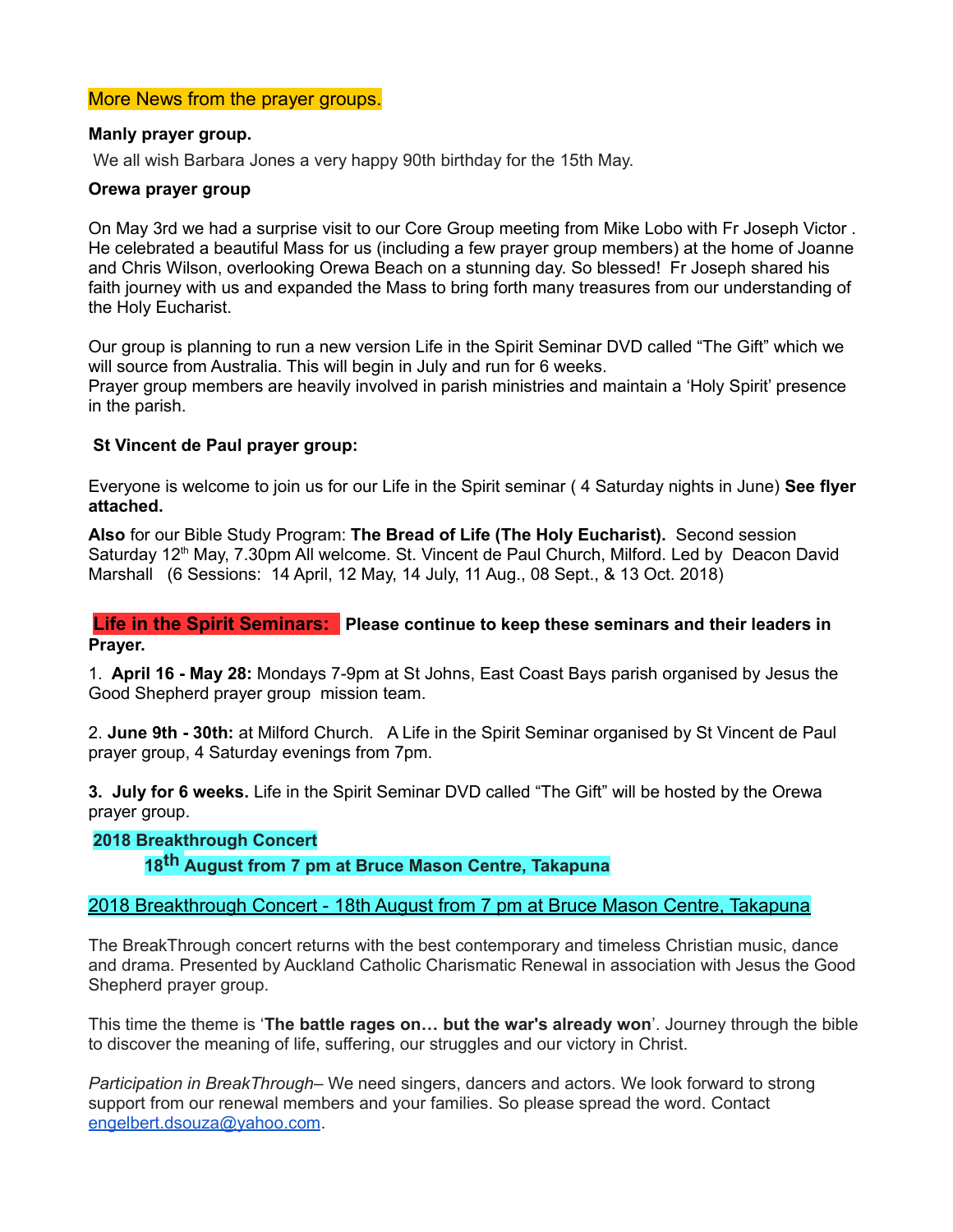## More News from the prayer groups.

**Manly prayer group.**

We all wish Barbara Jones a very happy 90th birthday for the 15th May.

**Orewa prayer group**

On May 3rd we had a surprise visit to our Core Group meeting from Mike Lobo with Fr Joseph Victor . He celebrated a beautiful Mass for us (including a few prayer group members) at the home of Joanne and Chris Wilson, overlooking Orewa Beach on a stunning day. So blessed! Fr Joseph shared his faith journey with us and expanded the Mass to bring forth many treasures from our understanding of the Holy Eucharist.

Our group is planning to run a new version Life in the Spirit Seminar DVD called “The Gift” which we will source from Australia. This will begin in July and run for 6 weeks.
Prayer group members are heavily involved in parish ministries and maintain a ‘Holy Spirit’ presence in the parish.

**St Vincent de Paul prayer group:**

Everyone is welcome to join us for our Life in the Spirit seminar ( 4 Saturday nights in June) **See flyer attached.**

**Also** for our Bible Study Program: **The Bread of Life (The Holy Eucharist).** Second session Saturday 12th May, 7.30pm All welcome. St. Vincent de Paul Church, Milford. Led by Deacon David Marshall (6 Sessions: 14 April, 12 May, 14 July, 11 Aug., 08 Sept., & 13 Oct. 2018)

**Life in the Spirit Seminars: Please continue to keep these seminars and their leaders in Prayer.**

1. **April 16 - May 28:** Mondays 7-9pm at St Johns, East Coast Bays parish organised by Jesus the Good Shepherd prayer group mission team.

2. **June 9th - 30th:** at Milford Church. A Life in the Spirit Seminar organised by St Vincent de Paul prayer group, 4 Saturday evenings from 7pm.

3. **July for 6 weeks.** Life in the Spirit Seminar DVD called “The Gift” will be hosted by the Orewa prayer group.

**2018 Breakthrough Concert**

**18th August from 7 pm at Bruce Mason Centre, Takapuna**

2018 Breakthrough Concert - 18th August from 7 pm at Bruce Mason Centre, Takapuna

The BreakThrough concert returns with the best contemporary and timeless Christian music, dance and drama. Presented by Auckland Catholic Charismatic Renewal in association with Jesus the Good Shepherd prayer group.

This time the theme is ‘**The battle rages on… but the war's already won**’. Journey through the bible to discover the meaning of life, suffering, our struggles and our victory in Christ.

*Participation in BreakThrough*– We need singers, dancers and actors. We look forward to strong support from our renewal members and your families. So please spread the word. Contact engelbert.dsouza@yahoo.com.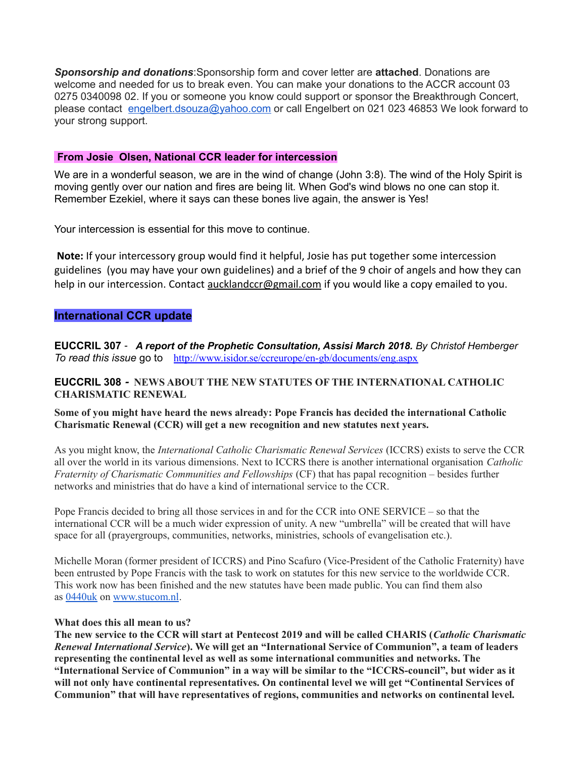***Sponsorship and donations***:Sponsorship form and cover letter are **attached**. Donations are welcome and needed for us to break even. You can make your donations to the ACCR account 03 0275 0340098 02. If you or someone you know could support or sponsor the Breakthrough Concert, please contact engelbert.dsouza@yahoo.com or call Engelbert on 021 023 46853 We look forward to your strong support.

## From Josie Olsen, National CCR leader for intercession

We are in a wonderful season, we are in the wind of change (John 3:8). The wind of the Holy Spirit is moving gently over our nation and fires are being lit. When God's wind blows no one can stop it. Remember Ezekiel, where it says can these bones live again, the answer is Yes!

Your intercession is essential for this move to continue.

**Note:** If your intercessory group would find it helpful, Josie has put together some intercession guidelines (you may have your own guidelines) and a brief of the 9 choir of angels and how they can help in our intercession. Contact aucklandccr@gmail.com if you would like a copy emailed to you.

## International CCR update

**EUCCRIL 307** - ***A report of the Prophetic Consultation, Assisi March 2018.*** *By Christof Hemberger*
*To read this issue* go to http://www.isidor.se/ccreurope/en-gb/documents/eng.aspx

**EUCCRIL 308 - NEWS ABOUT THE NEW STATUTES OF THE INTERNATIONAL CATHOLIC CHARISMATIC RENEWAL**

**Some of you might have heard the news already: Pope Francis has decided the international Catholic Charismatic Renewal (CCR) will get a new recognition and new statutes next years.**

As you might know, the *International Catholic Charismatic Renewal Services* (ICCRS) exists to serve the CCR all over the world in its various dimensions. Next to ICCRS there is another international organisation *Catholic Fraternity of Charismatic Communities and Fellowships* (CF) that has papal recognition – besides further networks and ministries that do have a kind of international service to the CCR.

Pope Francis decided to bring all those services in and for the CCR into ONE SERVICE – so that the international CCR will be a much wider expression of unity. A new "umbrella" will be created that will have space for all (prayergroups, communities, networks, ministries, schools of evangelisation etc.).

Michelle Moran (former president of ICCRS) and Pino Scafuro (Vice-President of the Catholic Fraternity) have been entrusted by Pope Francis with the task to work on statutes for this new service to the worldwide CCR. This work now has been finished and the new statutes have been made public. You can find them also as 0440uk on www.stucom.nl.

**What does this all mean to us?**
**The new service to the CCR will start at Pentecost 2019 and will be called CHARIS (*Catholic Charismatic Renewal International Service*). We will get an "International Service of Communion", a team of leaders representing the continental level as well as some international communities and networks. The "International Service of Communion" in a way will be similar to the "ICCRS-council", but wider as it will not only have continental representatives. On continental level we will get "Continental Services of Communion" that will have representatives of regions, communities and networks on continental level.**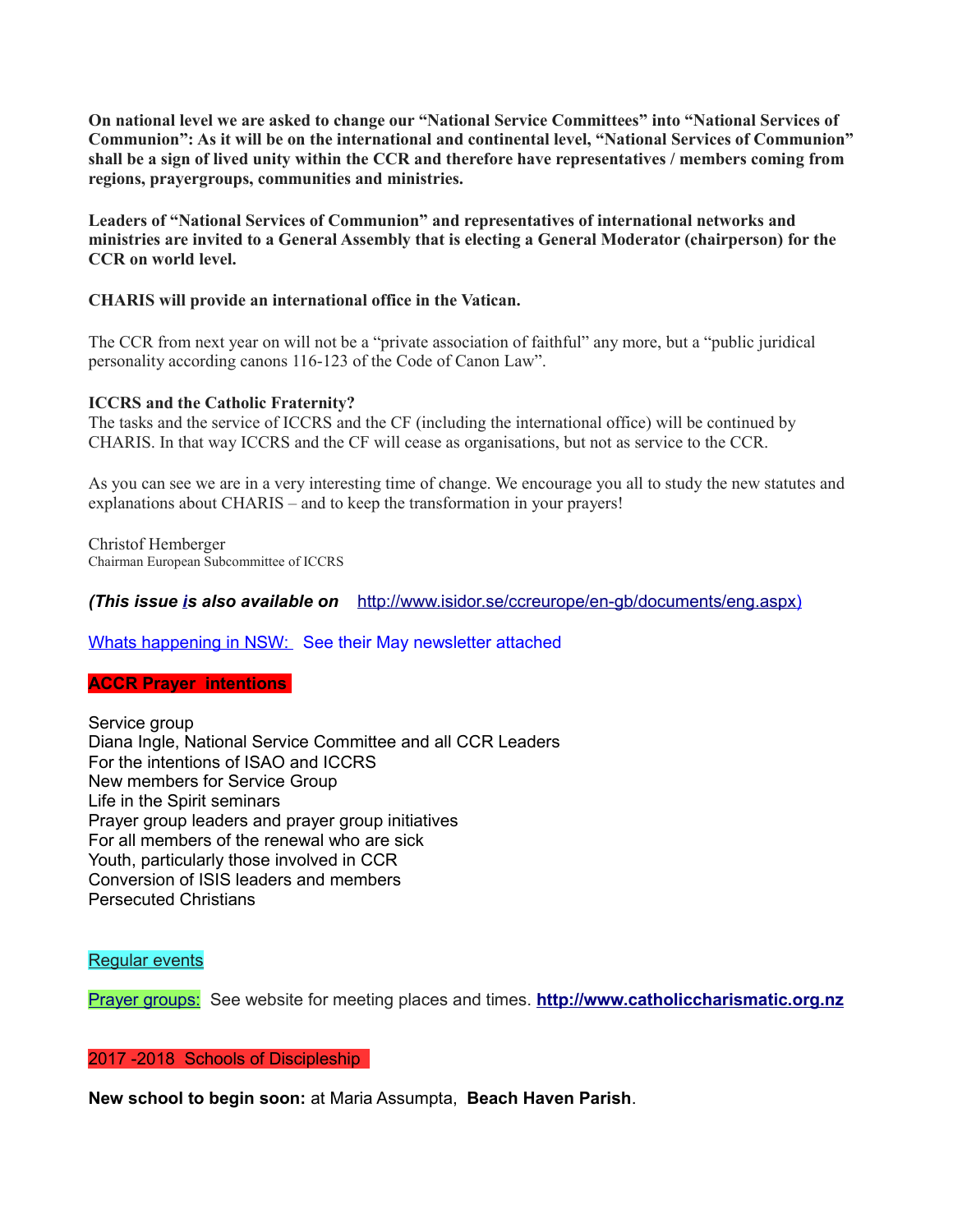**On national level we are asked to change our "National Service Committees" into "National Services of Communion": As it will be on the international and continental level, "National Services of Communion" shall be a sign of lived unity within the CCR and therefore have representatives / members coming from regions, prayergroups, communities and ministries.**

**Leaders of "National Services of Communion" and representatives of international networks and ministries are invited to a General Assembly that is electing a General Moderator (chairperson) for the CCR on world level.**

**CHARIS will provide an international office in the Vatican.**

The CCR from next year on will not be a "private association of faithful" any more, but a "public juridical personality according canons 116-123 of the Code of Canon Law".

**ICCRS and the Catholic Fraternity?**
The tasks and the service of ICCRS and the CF (including the international office) will be continued by CHARIS. In that way ICCRS and the CF will cease as organisations, but not as service to the CCR.

As you can see we are in a very interesting time of change. We encourage you all to study the new statutes and explanations about CHARIS – and to keep the transformation in your prayers!

Christof Hemberger
Chairman European Subcommittee of ICCRS

***(This issue is also available on*** http://www.isidor.se/ccreurope/en-gb/documents/eng.aspx)

Whats happening in NSW: See their May newsletter attached

**ACCR Prayer intentions**

Service group
Diana Ingle, National Service Committee and all CCR Leaders
For the intentions of ISAO and ICCRS
New members for Service Group
Life in the Spirit seminars
Prayer group leaders and prayer group initiatives
For all members of the renewal who are sick
Youth, particularly those involved in CCR
Conversion of ISIS leaders and members
Persecuted Christians

Regular events

Prayer groups: See website for meeting places and times. **http://www.catholiccharismatic.org.nz**

2017 -2018 Schools of Discipleship

**New school to begin soon:** at Maria Assumpta, **Beach Haven Parish**.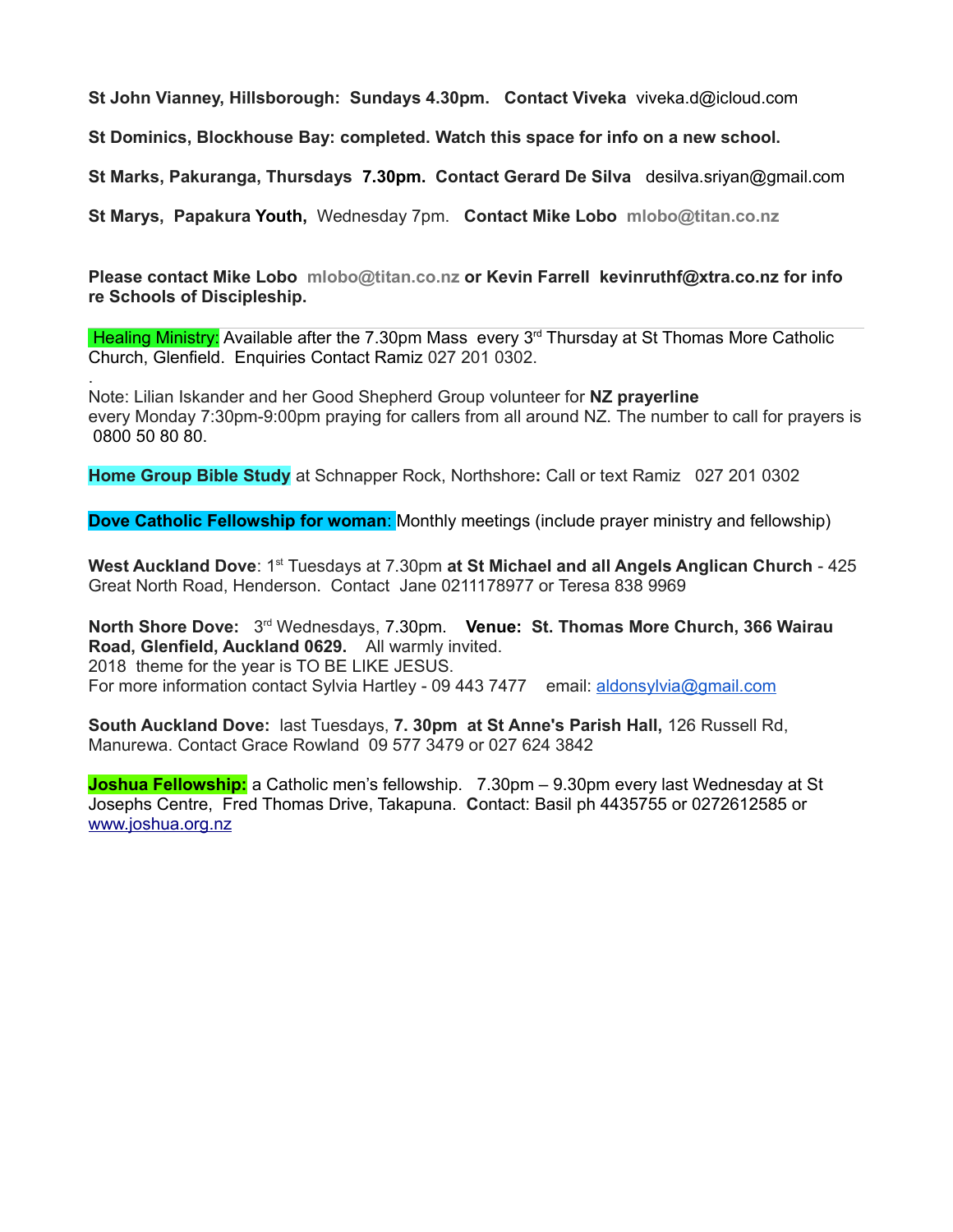**St John Vianney, Hillsborough: Sundays 4.30pm. Contact Viveka** viveka.d@icloud.com

**St Dominics, Blockhouse Bay: completed. Watch this space for info on a new school.**

**St Marks, Pakuranga, Thursdays 7.30pm. Contact Gerard De Silva** desilva.sriyan@gmail.com

**St Marys, Papakura Youth,** Wednesday 7pm. **Contact Mike Lobo mlobo@titan.co.nz**

**Please contact Mike Lobo mlobo@titan.co.nz or Kevin Farrell kevinruthf@xtra.co.nz for info re Schools of Discipleship.**

---

Healing Ministry: Available after the 7.30pm Mass every 3rd Thursday at St Thomas More Catholic Church, Glenfield. Enquiries Contact Ramiz 027 201 0302.

.

Note: Lilian Iskander and her Good Shepherd Group volunteer for **NZ prayerline** every Monday 7:30pm-9:00pm praying for callers from all around NZ. The number to call for prayers is 0800 50 80 80.

**Home Group Bible Study** at Schnapper Rock, Northshore**:** Call or text Ramiz 027 201 0302

**Dove Catholic Fellowship for woman**: Monthly meetings (include prayer ministry and fellowship)

**West Auckland Dove**: 1st Tuesdays at 7.30pm **at St Michael and all Angels Anglican Church** - 425 Great North Road, Henderson. Contact Jane 0211178977 or Teresa 838 9969

**North Shore Dove:** 3rd Wednesdays, 7.30pm. **Venue: St. Thomas More Church, 366 Wairau Road, Glenfield, Auckland 0629.** All warmly invited.
2018 theme for the year is TO BE LIKE JESUS.
For more information contact Sylvia Hartley - 09 443 7477 email: aldonsylvia@gmail.com

**South Auckland Dove:** last Tuesdays, **7. 30pm at St Anne's Parish Hall,** 126 Russell Rd, Manurewa. Contact Grace Rowland 09 577 3479 or 027 624 3842

**Joshua Fellowship:** a Catholic men's fellowship. 7.30pm – 9.30pm every last Wednesday at St Josephs Centre, Fred Thomas Drive, Takapuna. **C**ontact: Basil ph 4435755 or 0272612585 or www.joshua.org.nz